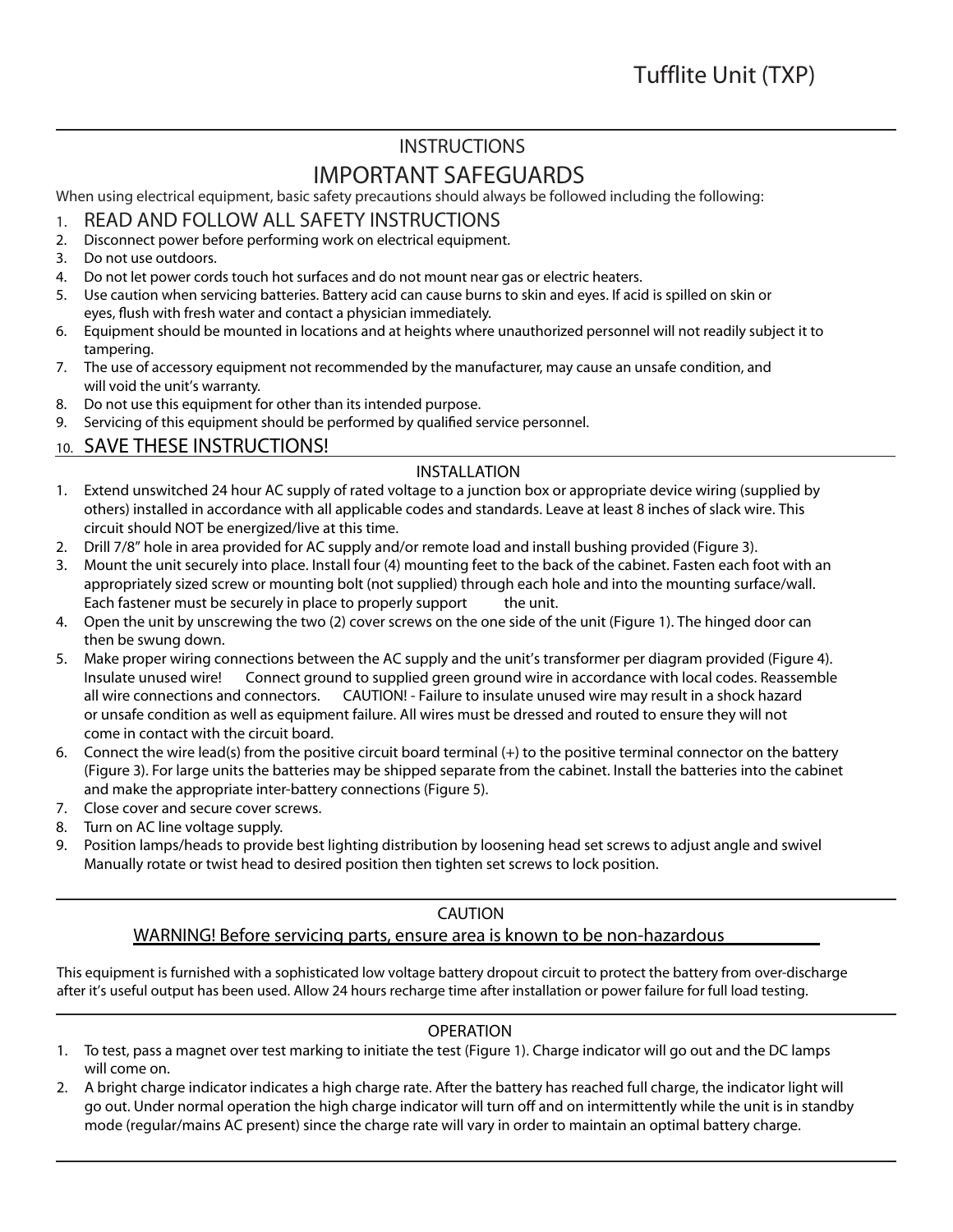# Tufflite Unit (TXP)

## INSTRUCTIONS

## IMPORTANT SAFEGUARDS

When using electrical equipment, basic safety precautions should always be followed including the following:

1. READ AND FOLLOW ALL SAFETY INSTRUCTIONS
2. Disconnect power before performing work on electrical equipment.
3. Do not use outdoors.
4. Do not let power cords touch hot surfaces and do not mount near gas or electric heaters.
5. Use caution when servicing batteries. Battery acid can cause burns to skin and eyes. If acid is spilled on skin or eyes, flush with fresh water and contact a physician immediately.
6. Equipment should be mounted in locations and at heights where unauthorized personnel will not readily subject it to tampering.
7. The use of accessory equipment not recommended by the manufacturer, may cause an unsafe condition, and will void the unit's warranty.
8. Do not use this equipment for other than its intended purpose.
9. Servicing of this equipment should be performed by qualified service personnel.
10. SAVE THESE INSTRUCTIONS!

## INSTALLATION

1. Extend unswitched 24 hour AC supply of rated voltage to a junction box or appropriate device wiring (supplied by others) installed in accordance with all applicable codes and standards. Leave at least 8 inches of slack wire. This circuit should NOT be energized/live at this time.
2. Drill 7/8" hole in area provided for AC supply and/or remote load and install bushing provided (Figure 3).
3. Mount the unit securely into place. Install four (4) mounting feet to the back of the cabinet. Fasten each foot with an appropriately sized screw or mounting bolt (not supplied) through each hole and into the mounting surface/wall. Each fastener must be securely in place to properly support the unit.
4. Open the unit by unscrewing the two (2) cover screws on the one side of the unit (Figure 1). The hinged door can then be swung down.
5. Make proper wiring connections between the AC supply and the unit's transformer per diagram provided (Figure 4). Insulate unused wire! Connect ground to supplied green ground wire in accordance with local codes. Reassemble all wire connections and connectors. CAUTION! - Failure to insulate unused wire may result in a shock hazard or unsafe condition as well as equipment failure. All wires must be dressed and routed to ensure they will not come in contact with the circuit board.
6. Connect the wire lead(s) from the positive circuit board terminal (+) to the positive terminal connector on the battery (Figure 3). For large units the batteries may be shipped separate from the cabinet. Install the batteries into the cabinet and make the appropriate inter-battery connections (Figure 5).
7. Close cover and secure cover screws.
8. Turn on AC line voltage supply.
9. Position lamps/heads to provide best lighting distribution by loosening head set screws to adjust angle and swivel Manually rotate or twist head to desired position then tighten set screws to lock position.

## CAUTION

WARNING! Before servicing parts, ensure area is known to be non-hazardous

This equipment is furnished with a sophisticated low voltage battery dropout circuit to protect the battery from over-discharge after it's useful output has been used. Allow 24 hours recharge time after installation or power failure for full load testing.

## OPERATION

1. To test, pass a magnet over test marking to initiate the test (Figure 1). Charge indicator will go out and the DC lamps will come on.
2. A bright charge indicator indicates a high charge rate. After the battery has reached full charge, the indicator light will go out. Under normal operation the high charge indicator will turn off and on intermittently while the unit is in standby mode (regular/mains AC present) since the charge rate will vary in order to maintain an optimal battery charge.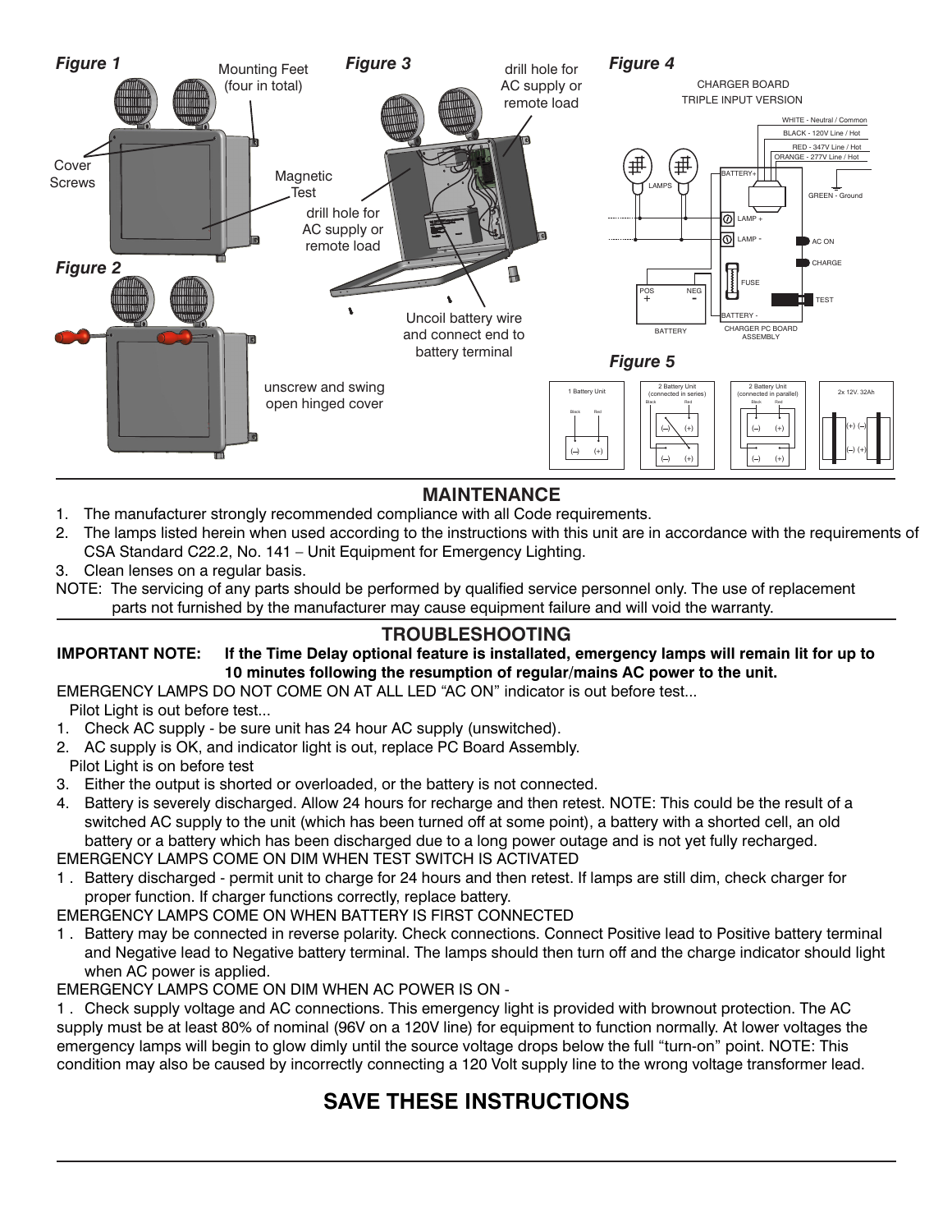*Figure 1*

Mounting Feet (four in total)

Cover Screws

Magnetic Test

*Figure 2*

unscrew and swing open hinged cover

*Figure 3*

drill hole for AC supply or remote load

drill hole for AC supply or remote load

Uncoil battery wire and connect end to battery terminal

*Figure 4*

CHARGER BOARD
TRIPLE INPUT VERSION

WHITE - Neutral / Common
BLACK - 120V Line / Hot
RED - 347V Line / Hot
ORANGE - 277V Line / Hot
GREEN - Ground
LAMPS
BATTERY+
LAMP +
LAMP -
AC ON
CHARGE
FUSE
TEST
BATTERY -
POS +
NEG -
BATTERY
CHARGER PC BOARD ASSEMBLY

*Figure 5*

1 Battery Unit
2 Battery Unit (connected in series)
2 Battery Unit (connected in parallel)
2x 12V. 32Ah

## MAINTENANCE

1. The manufacturer strongly recommended compliance with all Code requirements.
2. The lamps listed herein when used according to the instructions with this unit are in accordance with the requirements of CSA Standard C22.2, No. 141 – Unit Equipment for Emergency Lighting.
3. Clean lenses on a regular basis.

NOTE: The servicing of any parts should be performed by qualified service personnel only. The use of replacement parts not furnished by the manufacturer may cause equipment failure and will void the warranty.

## TROUBLESHOOTING

**IMPORTANT NOTE: If the Time Delay optional feature is installated, emergency lamps will remain lit for up to 10 minutes following the resumption of regular/mains AC power to the unit.**

EMERGENCY LAMPS DO NOT COME ON AT ALL LED "AC ON" indicator is out before test...

Pilot Light is out before test...

1. Check AC supply - be sure unit has 24 hour AC supply (unswitched).
2. AC supply is OK, and indicator light is out, replace PC Board Assembly.

Pilot Light is on before test

3. Either the output is shorted or overloaded, or the battery is not connected.
4. Battery is severely discharged. Allow 24 hours for recharge and then retest. NOTE: This could be the result of a switched AC supply to the unit (which has been turned off at some point), a battery with a shorted cell, an old battery or a battery which has been discharged due to a long power outage and is not yet fully recharged.

EMERGENCY LAMPS COME ON DIM WHEN TEST SWITCH IS ACTIVATED

1. Battery discharged - permit unit to charge for 24 hours and then retest. If lamps are still dim, check charger for proper function. If charger functions correctly, replace battery.

EMERGENCY LAMPS COME ON WHEN BATTERY IS FIRST CONNECTED

1. Battery may be connected in reverse polarity. Check connections. Connect Positive lead to Positive battery terminal and Negative lead to Negative battery terminal. The lamps should then turn off and the charge indicator should light when AC power is applied.

EMERGENCY LAMPS COME ON DIM WHEN AC POWER IS ON -

1. Check supply voltage and AC connections. This emergency light is provided with brownout protection. The AC supply must be at least 80% of nominal (96V on a 120V line) for equipment to function normally. At lower voltages the emergency lamps will begin to glow dimly until the source voltage drops below the full "turn-on" point. NOTE: This condition may also be caused by incorrectly connecting a 120 Volt supply line to the wrong voltage transformer lead.

# SAVE THESE INSTRUCTIONS